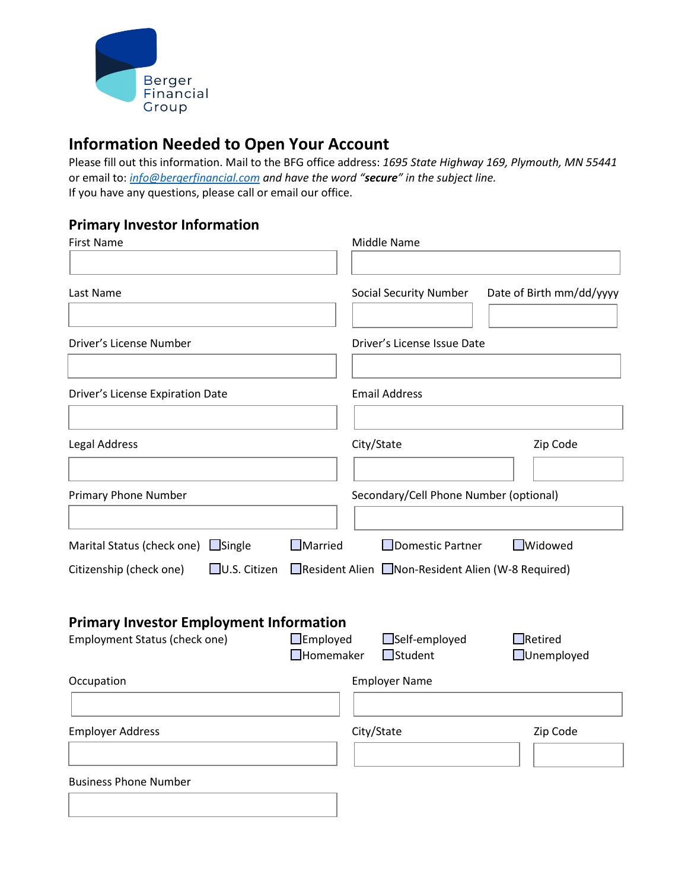Berger Financial Group

# Information Needed to Open Your Account

Please fill out this information. Mail to the BFG office address: *1695 State Highway 169, Plymouth, MN 55441* or email to: *info@bergerfinancial.com and have the word "**secure**" in the subject line.*
If you have any questions, please call or email our office.

## Primary Investor Information

First Name

Middle Name

Last Name

Social Security Number

Date of Birth mm/dd/yyyy

Driver's License Number

Driver's License Issue Date

Driver's License Expiration Date

Email Address

Legal Address

City/State

Zip Code

Primary Phone Number

Secondary/Cell Phone Number (optional)

Marital Status (check one) ☐Single ☐Married ☐Domestic Partner ☐Widowed

Citizenship (check one) ☐U.S. Citizen ☐Resident Alien ☐Non-Resident Alien (W-8 Required)

## Primary Investor Employment Information

Employment Status (check one) ☐Employed ☐Self-employed ☐Retired ☐Homemaker ☐Student ☐Unemployed

Occupation

Employer Name

Employer Address

City/State

Zip Code

Business Phone Number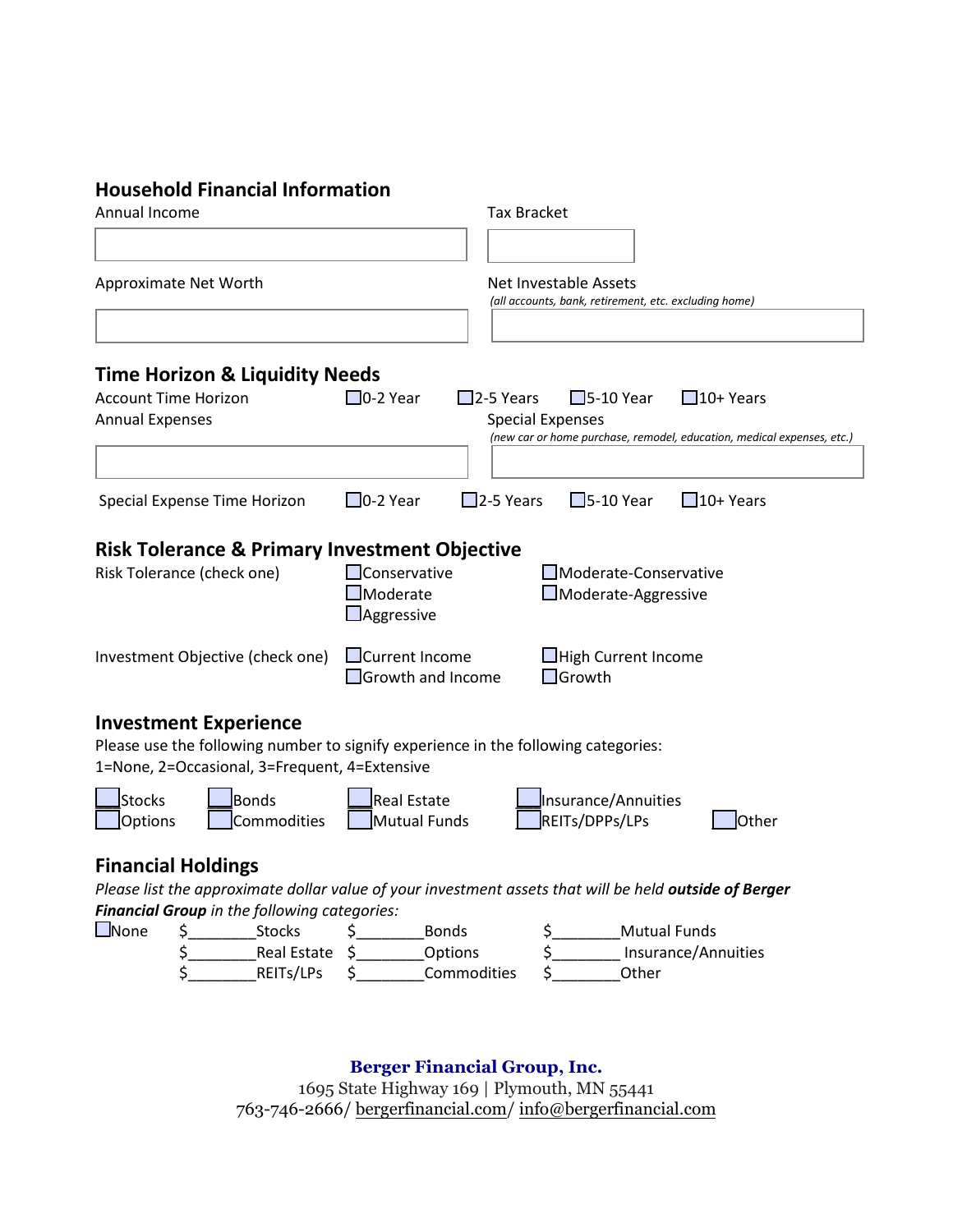## Household Financial Information

Annual Income

Tax Bracket

Approximate Net Worth

Net Investable Assets
*(all accounts, bank, retirement, etc. excluding home)*

## Time Horizon & Liquidity Needs

Account Time Horizon ☐0-2 Year ☐2-5 Years ☐5-10 Year ☐10+ Years

Annual Expenses

Special Expenses
*(new car or home purchase, remodel, education, medical expenses, etc.)*

Special Expense Time Horizon ☐0-2 Year ☐2-5 Years ☐5-10 Year ☐10+ Years

## Risk Tolerance & Primary Investment Objective

Risk Tolerance (check one)
☐Conservative
☐Moderate-Conservative
☐Moderate
☐Moderate-Aggressive
☐Aggressive

Investment Objective (check one)
☐Current Income
☐High Current Income
☐Growth and Income
☐Growth

## Investment Experience

Please use the following number to signify experience in the following categories:
1=None, 2=Occasional, 3=Frequent, 4=Extensive

☐Stocks ☐Bonds ☐Real Estate ☐Insurance/Annuities
☐Options ☐Commodities ☐Mutual Funds ☐REITs/DPPs/LPs ☐Other

## Financial Holdings

*Please list the approximate dollar value of your investment assets that will be held **outside of Berger Financial Group** in the following categories:*

☐None

$________Stocks $________Bonds $________Mutual Funds
$________Real Estate $________Options $________ Insurance/Annuities
$________REITs/LPs $________Commodities $________Other

**Berger Financial Group, Inc.**
1695 State Highway 169 | Plymouth, MN 55441
763-746-2666/ bergerfinancial.com/ info@bergerfinancial.com